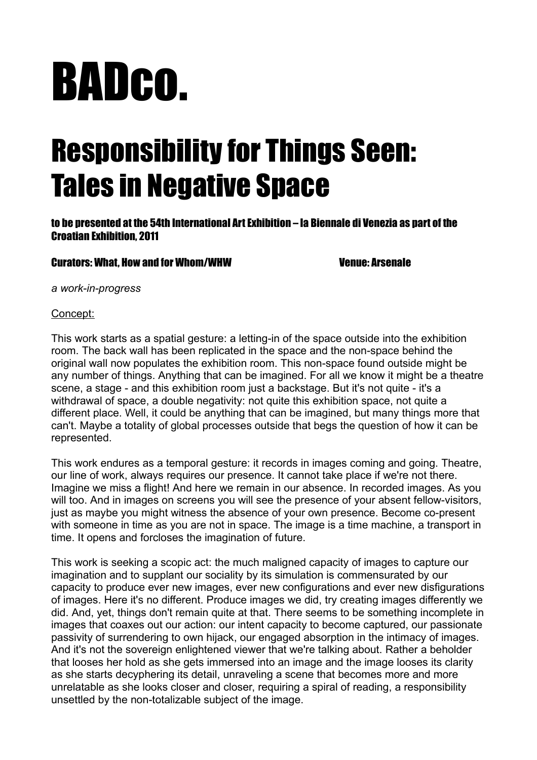# BADco.

# Responsibility for Things Seen: Tales in Negative Space

**to be presented at the 54th International Art Exhibition – la Biennale di Venezia as part of the Croatian Exhibition, 2011**

**Curators: What, How and for Whom/WHW** **Venue: Arsenale**

*a work-in-progress*

Concept:

This work starts as a spatial gesture: a letting-in of the space outside into the exhibition room. The back wall has been replicated in the space and the non-space behind the original wall now populates the exhibition room. This non-space found outside might be any number of things. Anything that can be imagined. For all we know it might be a theatre scene, a stage - and this exhibition room just a backstage. But it's not quite - it's a withdrawal of space, a double negativity: not quite this exhibition space, not quite a different place. Well, it could be anything that can be imagined, but many things more that can't. Maybe a totality of global processes outside that begs the question of how it can be represented.

This work endures as a temporal gesture: it records in images coming and going. Theatre, our line of work, always requires our presence. It cannot take place if we're not there. Imagine we miss a flight! And here we remain in our absence. In recorded images. As you will too. And in images on screens you will see the presence of your absent fellow-visitors, just as maybe you might witness the absence of your own presence. Become co-present with someone in time as you are not in space. The image is a time machine, a transport in time. It opens and forcloses the imagination of future.

This work is seeking a scopic act: the much maligned capacity of images to capture our imagination and to supplant our sociality by its simulation is commensurated by our capacity to produce ever new images, ever new configurations and ever new disfigurations of images. Here it's no different. Produce images we did, try creating images differently we did. And, yet, things don't remain quite at that. There seems to be something incomplete in images that coaxes out our action: our intent capacity to become captured, our passionate passivity of surrendering to own hijack, our engaged absorption in the intimacy of images. And it's not the sovereign enlightened viewer that we're talking about. Rather a beholder that looses her hold as she gets immersed into an image and the image looses its clarity as she starts decyphering its detail, unraveling a scene that becomes more and more unrelatable as she looks closer and closer, requiring a spiral of reading, a responsibility unsettled by the non-totalizable subject of the image.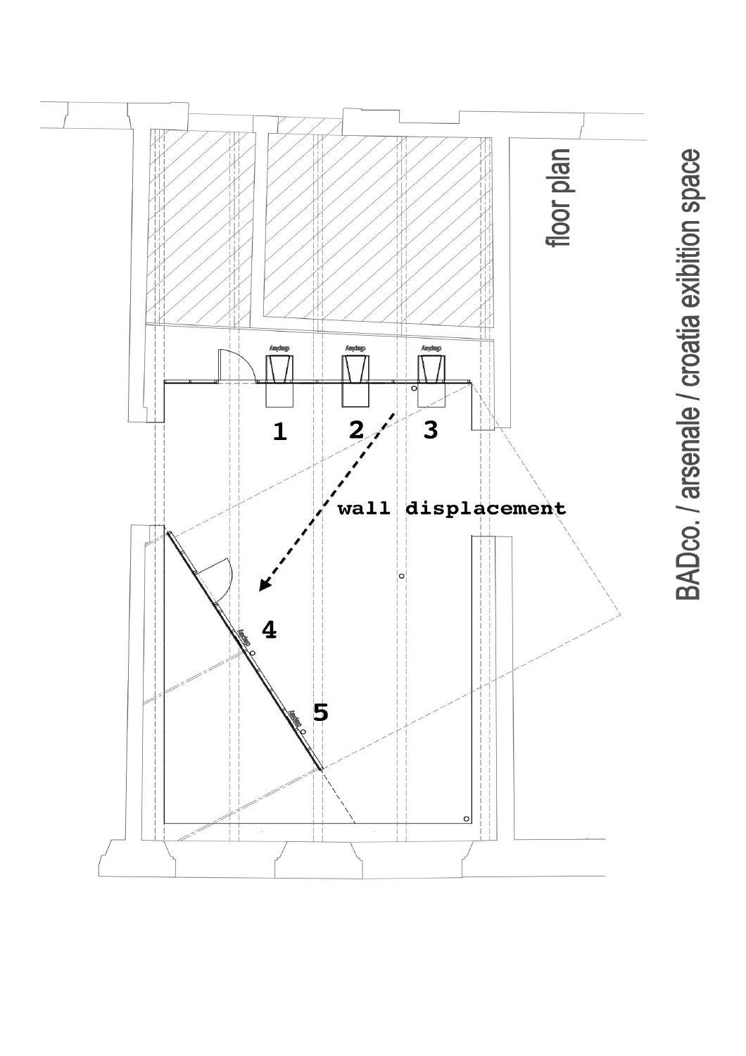floor plan

BADco. / arsenale / croatia exibition space

1 2 3

wall displacement

4

5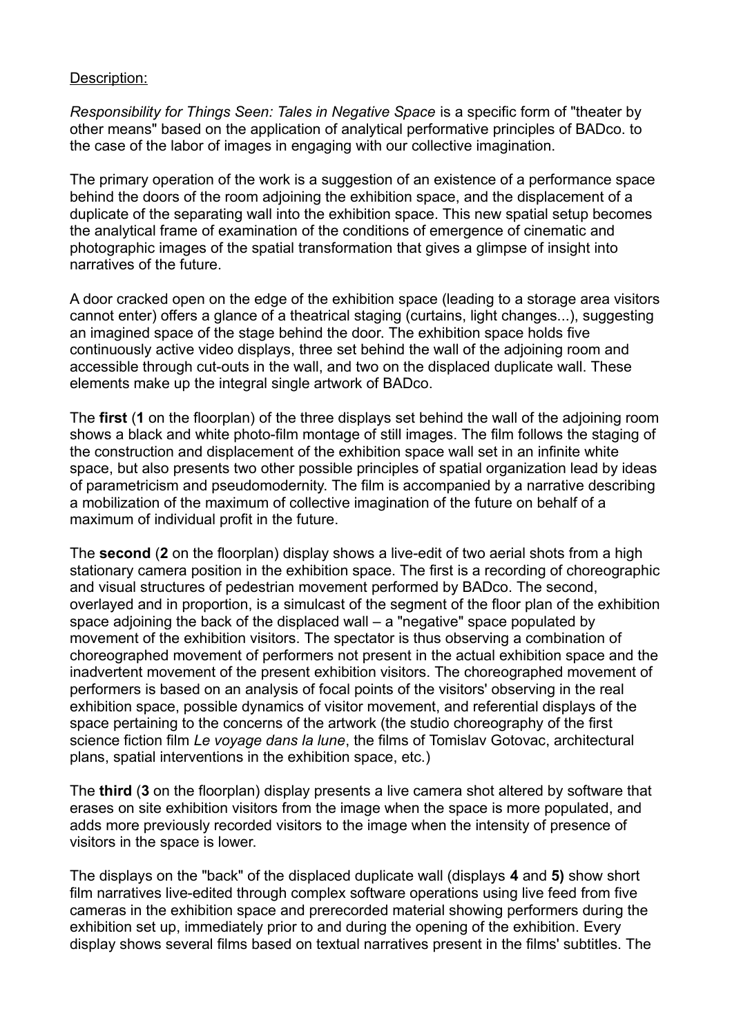Description:

*Responsibility for Things Seen: Tales in Negative Space* is a specific form of "theater by other means" based on the application of analytical performative principles of BADco. to the case of the labor of images in engaging with our collective imagination.

The primary operation of the work is a suggestion of an existence of a performance space behind the doors of the room adjoining the exhibition space, and the displacement of a duplicate of the separating wall into the exhibition space. This new spatial setup becomes the analytical frame of examination of the conditions of emergence of cinematic and photographic images of the spatial transformation that gives a glimpse of insight into narratives of the future.

A door cracked open on the edge of the exhibition space (leading to a storage area visitors cannot enter) offers a glance of a theatrical staging (curtains, light changes...), suggesting an imagined space of the stage behind the door. The exhibition space holds five continuously active video displays, three set behind the wall of the adjoining room and accessible through cut-outs in the wall, and two on the displaced duplicate wall. These elements make up the integral single artwork of BADco.

The **first** (**1** on the floorplan) of the three displays set behind the wall of the adjoining room shows a black and white photo-film montage of still images. The film follows the staging of the construction and displacement of the exhibition space wall set in an infinite white space, but also presents two other possible principles of spatial organization lead by ideas of parametricism and pseudomodernity. The film is accompanied by a narrative describing a mobilization of the maximum of collective imagination of the future on behalf of a maximum of individual profit in the future.

The **second** (**2** on the floorplan) display shows a live-edit of two aerial shots from a high stationary camera position in the exhibition space. The first is a recording of choreographic and visual structures of pedestrian movement performed by BADco. The second, overlayed and in proportion, is a simulcast of the segment of the floor plan of the exhibition space adjoining the back of the displaced wall – a "negative" space populated by movement of the exhibition visitors. The spectator is thus observing a combination of choreographed movement of performers not present in the actual exhibition space and the inadvertent movement of the present exhibition visitors. The choreographed movement of performers is based on an analysis of focal points of the visitors' observing in the real exhibition space, possible dynamics of visitor movement, and referential displays of the space pertaining to the concerns of the artwork (the studio choreography of the first science fiction film *Le voyage dans la lune*, the films of Tomislav Gotovac, architectural plans, spatial interventions in the exhibition space, etc.)

The **third** (**3** on the floorplan) display presents a live camera shot altered by software that erases on site exhibition visitors from the image when the space is more populated, and adds more previously recorded visitors to the image when the intensity of presence of visitors in the space is lower.

The displays on the "back" of the displaced duplicate wall (displays **4** and **5)** show short film narratives live-edited through complex software operations using live feed from five cameras in the exhibition space and prerecorded material showing performers during the exhibition set up, immediately prior to and during the opening of the exhibition. Every display shows several films based on textual narratives present in the films' subtitles. The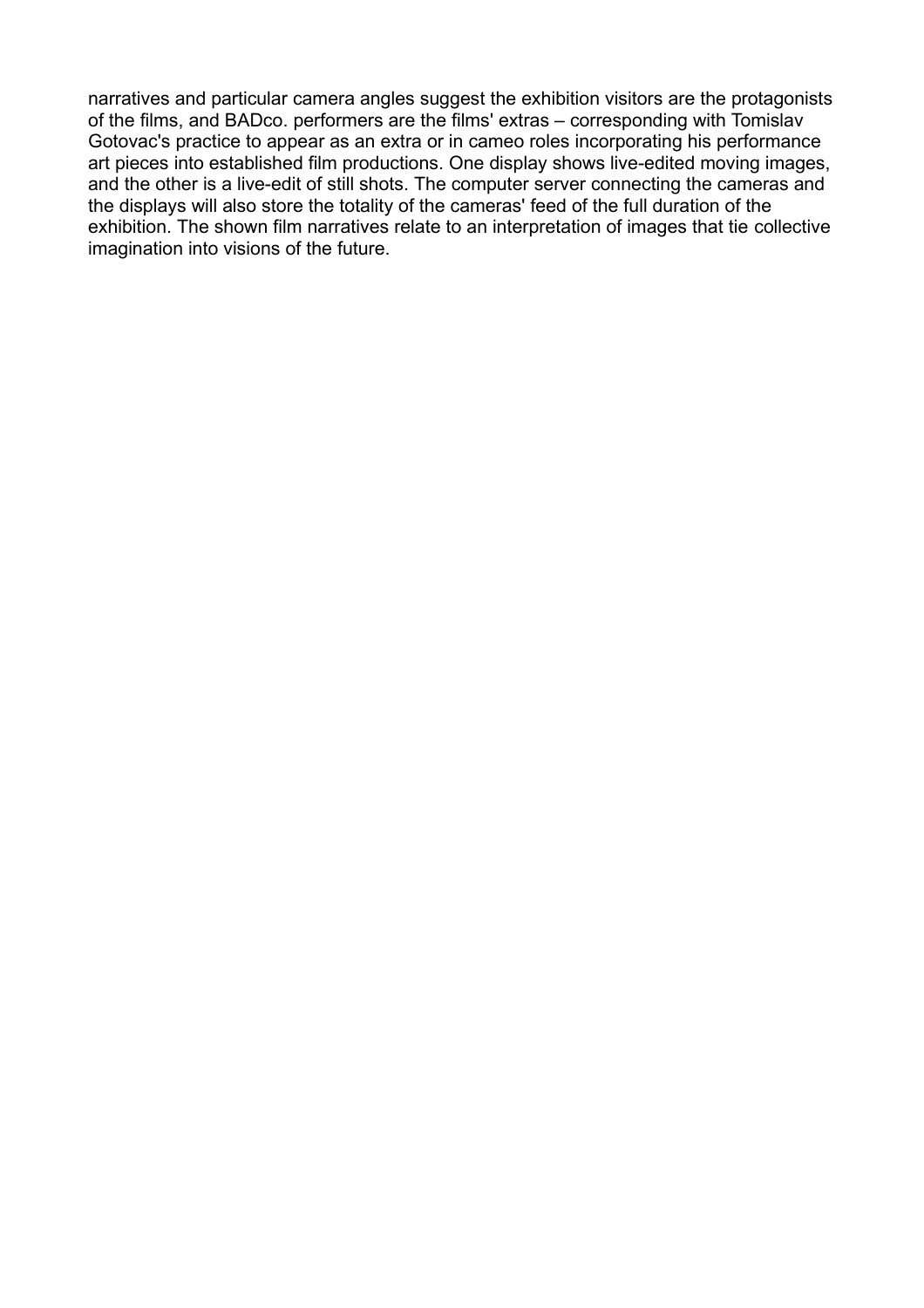narratives and particular camera angles suggest the exhibition visitors are the protagonists of the films, and BADco. performers are the films' extras – corresponding with Tomislav Gotovac's practice to appear as an extra or in cameo roles incorporating his performance art pieces into established film productions. One display shows live-edited moving images, and the other is a live-edit of still shots. The computer server connecting the cameras and the displays will also store the totality of the cameras' feed of the full duration of the exhibition. The shown film narratives relate to an interpretation of images that tie collective imagination into visions of the future.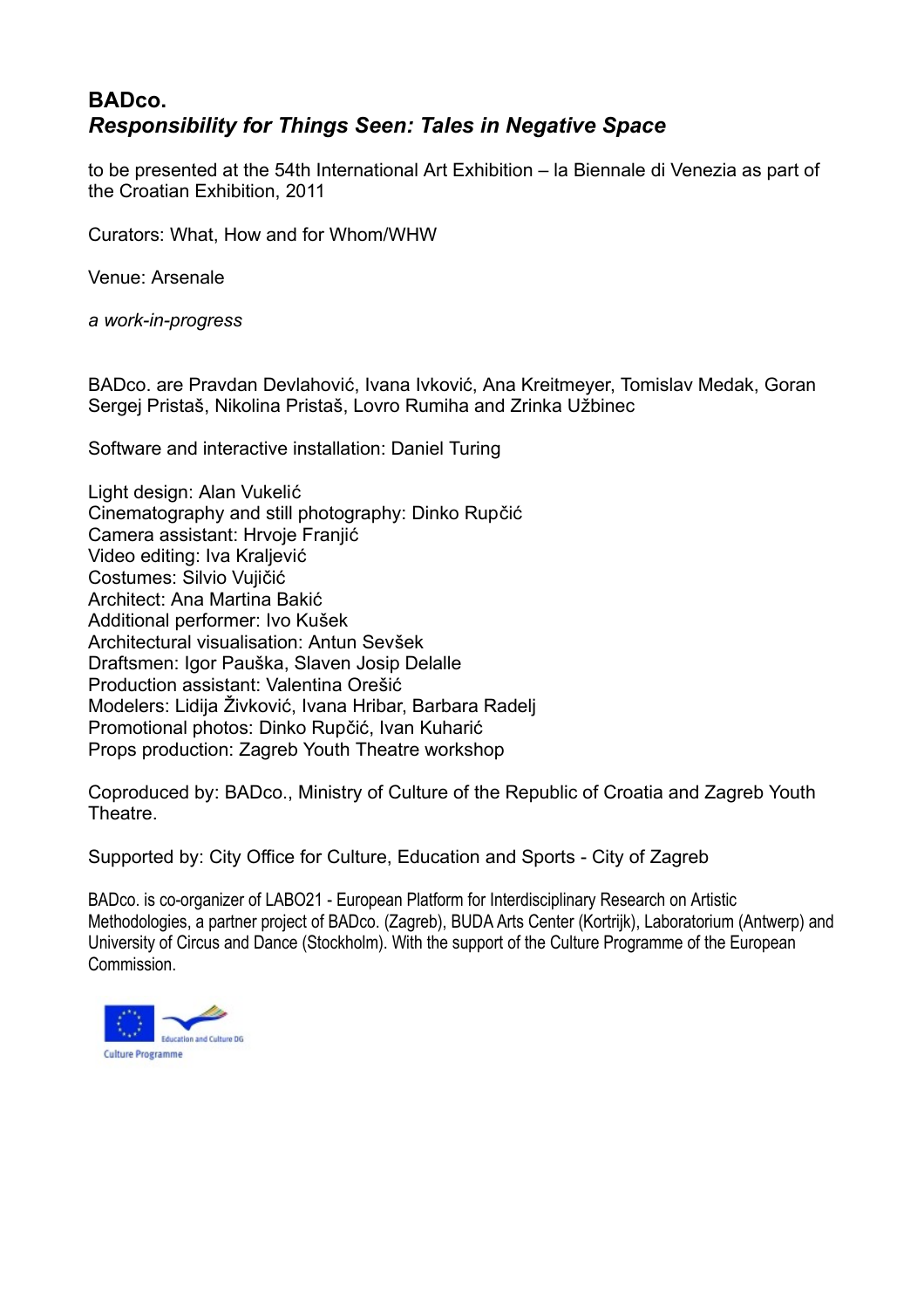**BADco.**
***Responsibility for Things Seen: Tales in Negative Space***

to be presented at the 54th International Art Exhibition – la Biennale di Venezia as part of the Croatian Exhibition, 2011

Curators: What, How and for Whom/WHW

Venue: Arsenale

*a work-in-progress*

BADco. are Pravdan Devlahović, Ivana Ivković, Ana Kreitmeyer, Tomislav Medak, Goran Sergej Pristaš, Nikolina Pristaš, Lovro Rumiha and Zrinka Užbinec

Software and interactive installation: Daniel Turing

Light design: Alan Vukelić
Cinematography and still photography: Dinko Rupčić
Camera assistant: Hrvoje Franjić
Video editing: Iva Kraljević
Costumes: Silvio Vujičić
Architect: Ana Martina Bakić
Additional performer: Ivo Kušek
Architectural visualisation: Antun Sevšek
Draftsmen: Igor Pauška, Slaven Josip Delalle
Production assistant: Valentina Orešić
Modelers: Lidija Živković, Ivana Hribar, Barbara Radelj
Promotional photos: Dinko Rupčić, Ivan Kuharić
Props production: Zagreb Youth Theatre workshop

Coproduced by: BADco., Ministry of Culture of the Republic of Croatia and Zagreb Youth Theatre.

Supported by: City Office for Culture, Education and Sports - City of Zagreb

BADco. is co-organizer of LABO21 - European Platform for Interdisciplinary Research on Artistic Methodologies, a partner project of BADco. (Zagreb), BUDA Arts Center (Kortrijk), Laboratorium (Antwerp) and University of Circus and Dance (Stockholm). With the support of the Culture Programme of the European Commission.

Education and Culture DG
Culture Programme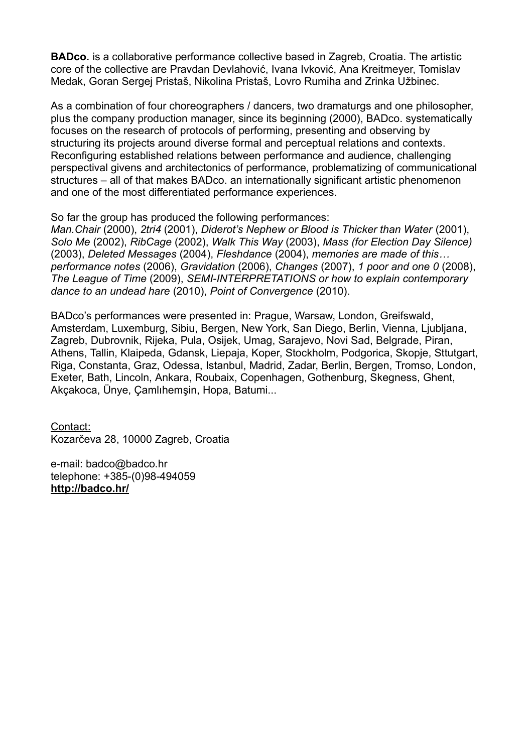**BADco.** is a collaborative performance collective based in Zagreb, Croatia. The artistic core of the collective are Pravdan Devlahović, Ivana Ivković, Ana Kreitmeyer, Tomislav Medak, Goran Sergej Pristaš, Nikolina Pristaš, Lovro Rumiha and Zrinka Užbinec.

As a combination of four choreographers / dancers, two dramaturgs and one philosopher, plus the company production manager, since its beginning (2000), BADco. systematically focuses on the research of protocols of performing, presenting and observing by structuring its projects around diverse formal and perceptual relations and contexts. Reconfiguring established relations between performance and audience, challenging perspectival givens and architectonics of performance, problematizing of communicational structures – all of that makes BADco. an internationally significant artistic phenomenon and one of the most differentiated performance experiences.

So far the group has produced the following performances:
*Man.Chair* (2000), *2tri4* (2001), *Diderot's Nephew or Blood is Thicker than Water* (2001), *Solo Me* (2002), *RibCage* (2002), *Walk This Way* (2003), *Mass (for Election Day Silence)* (2003), *Deleted Messages* (2004), *Fleshdance* (2004), *memories are made of this… performance notes* (2006), *Gravidation* (2006), *Changes* (2007), *1 poor and one 0* (2008), *The League of Time* (2009), *SEMI-INTERPRETATIONS or how to explain contemporary dance to an undead hare* (2010), *Point of Convergence* (2010).

BADco's performances were presented in: Prague, Warsaw, London, Greifswald, Amsterdam, Luxemburg, Sibiu, Bergen, New York, San Diego, Berlin, Vienna, Ljubljana, Zagreb, Dubrovnik, Rijeka, Pula, Osijek, Umag, Sarajevo, Novi Sad, Belgrade, Piran, Athens, Tallin, Klaipeda, Gdansk, Liepaja, Koper, Stockholm, Podgorica, Skopje, Sttutgart, Riga, Constanta, Graz, Odessa, Istanbul, Madrid, Zadar, Berlin, Bergen, Tromso, London, Exeter, Bath, Lincoln, Ankara, Roubaix, Copenhagen, Gothenburg, Skegness, Ghent, Akçakoca, Ünye, Çamlıhemşin, Hopa, Batumi...

Contact:
Kozarčeva 28, 10000 Zagreb, Croatia

e-mail: badco@badco.hr
telephone: +385-(0)98-494059
**http://badco.hr/**